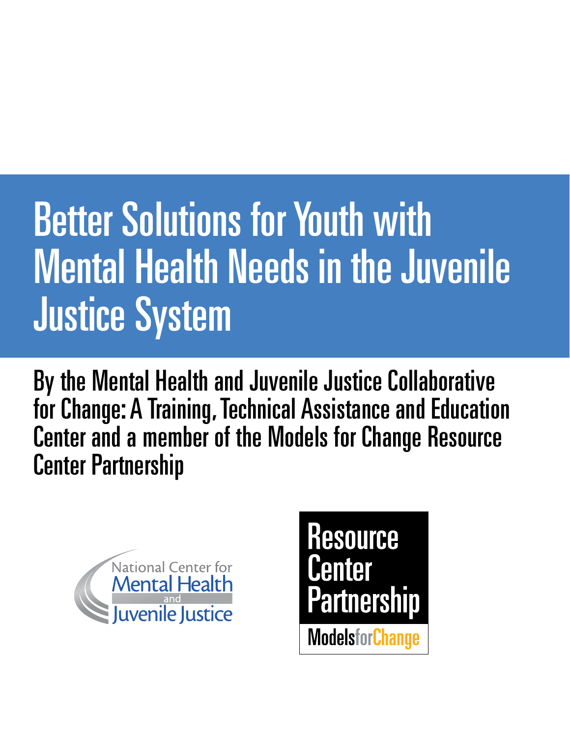# Better Solutions for Youth with Mental Health Needs in the Juvenile Justice System

By the Mental Health and Juvenile Justice Collaborative for Change: A Training, Technical Assistance and Education Center and a member of the Models for Change Resource Center Partnership

National Center for Mental Health and Juvenile Justice

Resource Center Partnership

Models for Change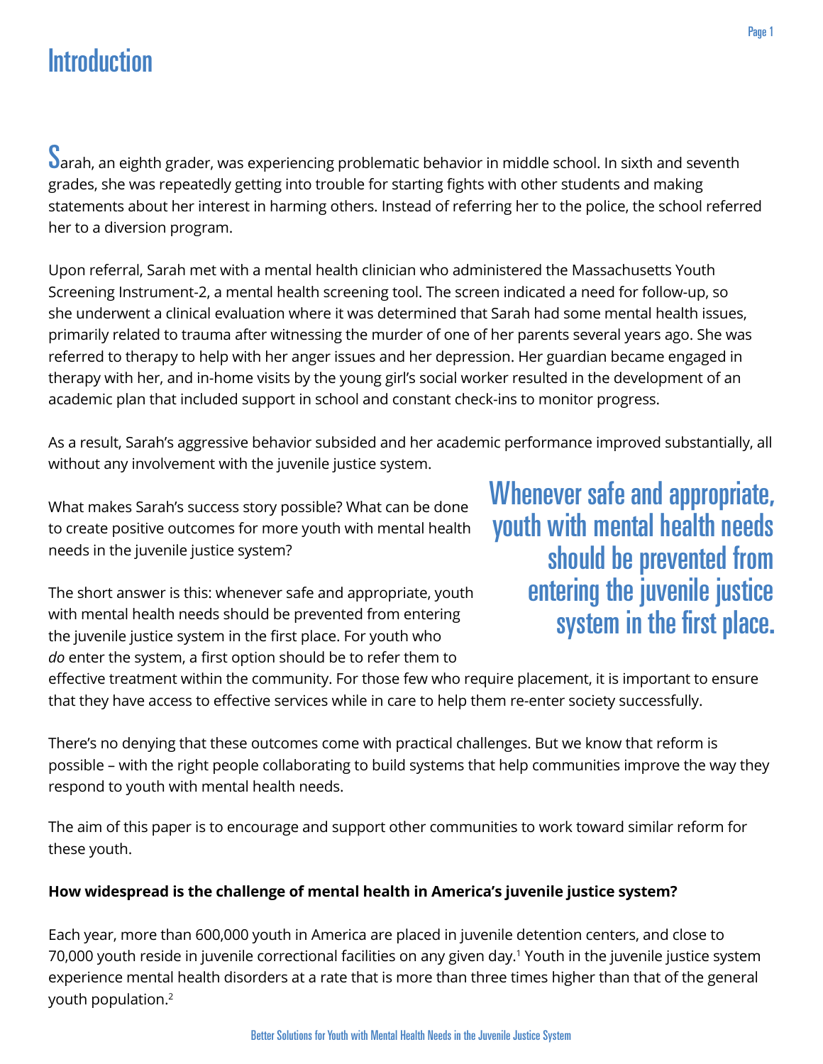# Introduction

Sarah, an eighth grader, was experiencing problematic behavior in middle school. In sixth and seventh grades, she was repeatedly getting into trouble for starting fights with other students and making statements about her interest in harming others. Instead of referring her to the police, the school referred her to a diversion program.

Upon referral, Sarah met with a mental health clinician who administered the Massachusetts Youth Screening Instrument-2, a mental health screening tool. The screen indicated a need for follow-up, so she underwent a clinical evaluation where it was determined that Sarah had some mental health issues, primarily related to trauma after witnessing the murder of one of her parents several years ago. She was referred to therapy to help with her anger issues and her depression. Her guardian became engaged in therapy with her, and in-home visits by the young girl's social worker resulted in the development of an academic plan that included support in school and constant check-ins to monitor progress.

As a result, Sarah's aggressive behavior subsided and her academic performance improved substantially, all without any involvement with the juvenile justice system.

What makes Sarah's success story possible? What can be done to create positive outcomes for more youth with mental health needs in the juvenile justice system?

> Whenever safe and appropriate, youth with mental health needs should be prevented from entering the juvenile justice system in the first place.

The short answer is this: whenever safe and appropriate, youth with mental health needs should be prevented from entering the juvenile justice system in the first place. For youth who *do* enter the system, a first option should be to refer them to effective treatment within the community. For those few who require placement, it is important to ensure that they have access to effective services while in care to help them re-enter society successfully.

There's no denying that these outcomes come with practical challenges. But we know that reform is possible – with the right people collaborating to build systems that help communities improve the way they respond to youth with mental health needs.

The aim of this paper is to encourage and support other communities to work toward similar reform for these youth.

**How widespread is the challenge of mental health in America's juvenile justice system?**

Each year, more than 600,000 youth in America are placed in juvenile detention centers, and close to 70,000 youth reside in juvenile correctional facilities on any given day.[1] Youth in the juvenile justice system experience mental health disorders at a rate that is more than three times higher than that of the general youth population.[2]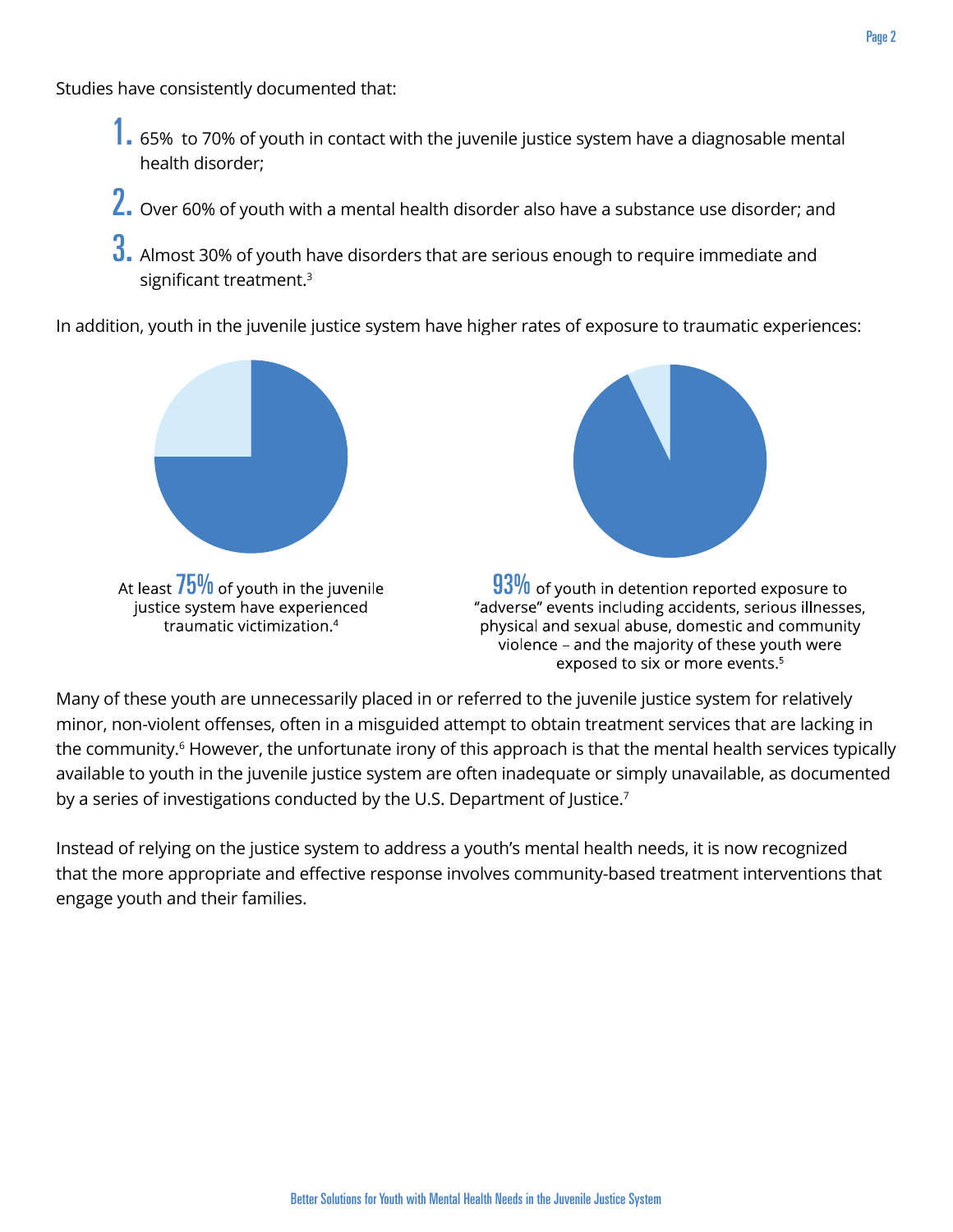Studies have consistently documented that:

1. 65%  to 70% of youth in contact with the juvenile justice system have a diagnosable mental health disorder;
2. Over 60% of youth with a mental health disorder also have a substance use disorder; and
3. Almost 30% of youth have disorders that are serious enough to require immediate and significant treatment.[3]

In addition, youth in the juvenile justice system have higher rates of exposure to traumatic experiences:

At least 75% of youth in the juvenile justice system have experienced traumatic victimization.[4]

93% of youth in detention reported exposure to "adverse" events including accidents, serious illnesses, physical and sexual abuse, domestic and community violence – and the majority of these youth were exposed to six or more events.[5]

Many of these youth are unnecessarily placed in or referred to the juvenile justice system for relatively minor, non-violent offenses, often in a misguided attempt to obtain treatment services that are lacking in the community.[6] However, the unfortunate irony of this approach is that the mental health services typically available to youth in the juvenile justice system are often inadequate or simply unavailable, as documented by a series of investigations conducted by the U.S. Department of Justice.[7]

Instead of relying on the justice system to address a youth's mental health needs, it is now recognized that the more appropriate and effective response involves community-based treatment interventions that engage youth and their families.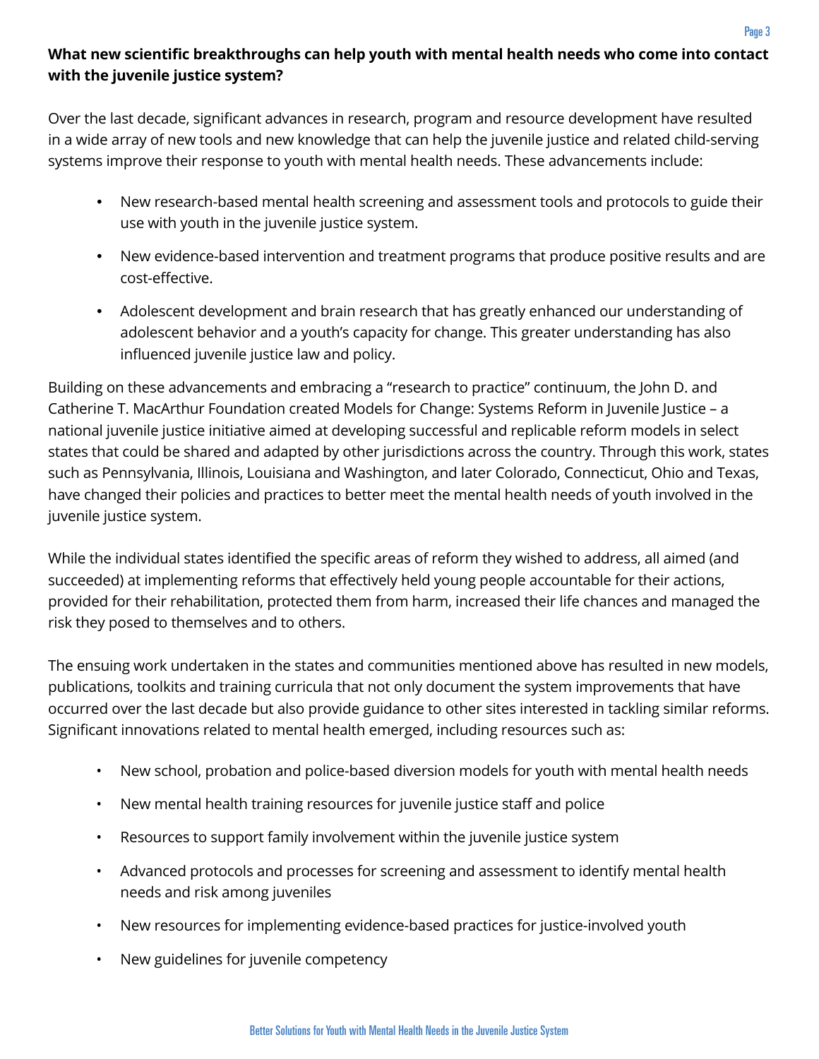**What new scientific breakthroughs can help youth with mental health needs who come into contact with the juvenile justice system?**

Over the last decade, significant advances in research, program and resource development have resulted in a wide array of new tools and new knowledge that can help the juvenile justice and related child-serving systems improve their response to youth with mental health needs. These advancements include:

- New research-based mental health screening and assessment tools and protocols to guide their use with youth in the juvenile justice system.
- New evidence-based intervention and treatment programs that produce positive results and are cost-effective.
- Adolescent development and brain research that has greatly enhanced our understanding of adolescent behavior and a youth's capacity for change. This greater understanding has also influenced juvenile justice law and policy.

Building on these advancements and embracing a "research to practice" continuum, the John D. and Catherine T. MacArthur Foundation created Models for Change: Systems Reform in Juvenile Justice – a national juvenile justice initiative aimed at developing successful and replicable reform models in select states that could be shared and adapted by other jurisdictions across the country. Through this work, states such as Pennsylvania, Illinois, Louisiana and Washington, and later Colorado, Connecticut, Ohio and Texas, have changed their policies and practices to better meet the mental health needs of youth involved in the juvenile justice system.

While the individual states identified the specific areas of reform they wished to address, all aimed (and succeeded) at implementing reforms that effectively held young people accountable for their actions, provided for their rehabilitation, protected them from harm, increased their life chances and managed the risk they posed to themselves and to others.

The ensuing work undertaken in the states and communities mentioned above has resulted in new models, publications, toolkits and training curricula that not only document the system improvements that have occurred over the last decade but also provide guidance to other sites interested in tackling similar reforms. Significant innovations related to mental health emerged, including resources such as:

- New school, probation and police-based diversion models for youth with mental health needs
- New mental health training resources for juvenile justice staff and police
- Resources to support family involvement within the juvenile justice system
- Advanced protocols and processes for screening and assessment to identify mental health needs and risk among juveniles
- New resources for implementing evidence-based practices for justice-involved youth
- New guidelines for juvenile competency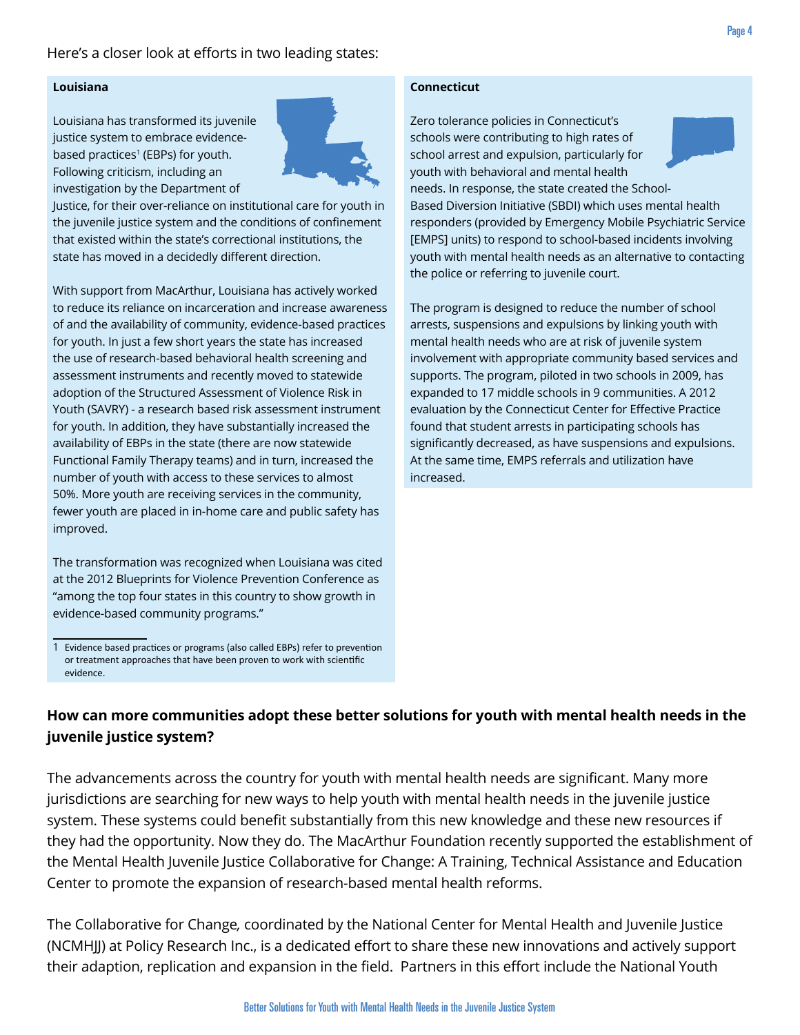Here's a closer look at efforts in two leading states:

**Louisiana**

Louisiana has transformed its juvenile justice system to embrace evidence-based practices[1] (EBPs) for youth. Following criticism, including an investigation by the Department of Justice, for their over-reliance on institutional care for youth in the juvenile justice system and the conditions of confinement that existed within the state's correctional institutions, the state has moved in a decidedly different direction.

With support from MacArthur, Louisiana has actively worked to reduce its reliance on incarceration and increase awareness of and the availability of community, evidence-based practices for youth. In just a few short years the state has increased the use of research-based behavioral health screening and assessment instruments and recently moved to statewide adoption of the Structured Assessment of Violence Risk in Youth (SAVRY) - a research based risk assessment instrument for youth. In addition, they have substantially increased the availability of EBPs in the state (there are now statewide Functional Family Therapy teams) and in turn, increased the number of youth with access to these services to almost 50%. More youth are receiving services in the community, fewer youth are placed in in-home care and public safety has improved.

The transformation was recognized when Louisiana was cited at the 2012 Blueprints for Violence Prevention Conference as "among the top four states in this country to show growth in evidence-based community programs."

1 Evidence based practices or programs (also called EBPs) refer to prevention or treatment approaches that have been proven to work with scientific evidence.

**Connecticut**

Zero tolerance policies in Connecticut's schools were contributing to high rates of school arrest and expulsion, particularly for youth with behavioral and mental health needs. In response, the state created the School-Based Diversion Initiative (SBDI) which uses mental health responders (provided by Emergency Mobile Psychiatric Service [EMPS] units) to respond to school-based incidents involving youth with mental health needs as an alternative to contacting the police or referring to juvenile court.

The program is designed to reduce the number of school arrests, suspensions and expulsions by linking youth with mental health needs who are at risk of juvenile system involvement with appropriate community based services and supports. The program, piloted in two schools in 2009, has expanded to 17 middle schools in 9 communities. A 2012 evaluation by the Connecticut Center for Effective Practice found that student arrests in participating schools has significantly decreased, as have suspensions and expulsions. At the same time, EMPS referrals and utilization have increased.

**How can more communities adopt these better solutions for youth with mental health needs in the juvenile justice system?**

The advancements across the country for youth with mental health needs are significant. Many more jurisdictions are searching for new ways to help youth with mental health needs in the juvenile justice system. These systems could benefit substantially from this new knowledge and these new resources if they had the opportunity. Now they do. The MacArthur Foundation recently supported the establishment of the Mental Health Juvenile Justice Collaborative for Change: A Training, Technical Assistance and Education Center to promote the expansion of research-based mental health reforms.

The Collaborative for Change, coordinated by the National Center for Mental Health and Juvenile Justice (NCMHJJ) at Policy Research Inc., is a dedicated effort to share these new innovations and actively support their adaption, replication and expansion in the field. Partners in this effort include the National Youth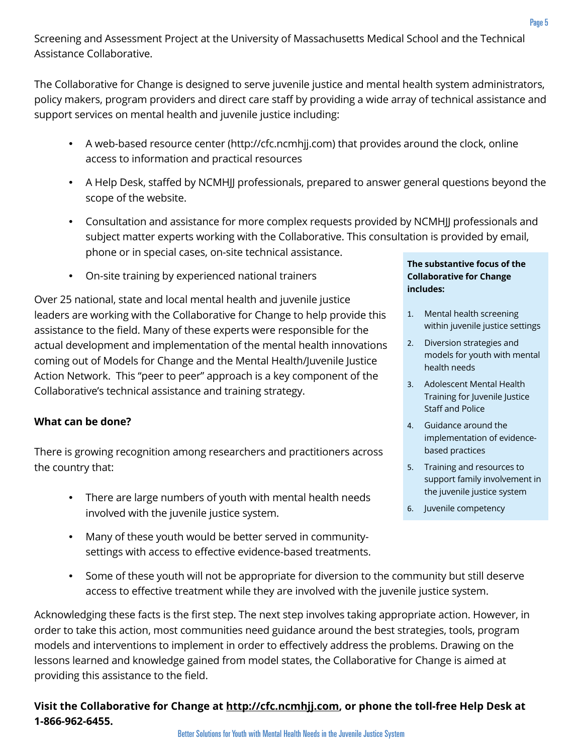Screening and Assessment Project at the University of Massachusetts Medical School and the Technical Assistance Collaborative.

The Collaborative for Change is designed to serve juvenile justice and mental health system administrators, policy makers, program providers and direct care staff by providing a wide array of technical assistance and support services on mental health and juvenile justice including:

- A web-based resource center (http://cfc.ncmhjj.com) that provides around the clock, online access to information and practical resources
- A Help Desk, staffed by NCMHJJ professionals, prepared to answer general questions beyond the scope of the website.
- Consultation and assistance for more complex requests provided by NCMHJJ professionals and subject matter experts working with the Collaborative. This consultation is provided by email, phone or in special cases, on-site technical assistance.
- On-site training by experienced national trainers

Over 25 national, state and local mental health and juvenile justice leaders are working with the Collaborative for Change to help provide this assistance to the field. Many of these experts were responsible for the actual development and implementation of the mental health innovations coming out of Models for Change and the Mental Health/Juvenile Justice Action Network. This "peer to peer" approach is a key component of the Collaborative's technical assistance and training strategy.

**The substantive focus of the Collaborative for Change includes:**

1. Mental health screening within juvenile justice settings
2. Diversion strategies and models for youth with mental health needs
3. Adolescent Mental Health Training for Juvenile Justice Staff and Police
4. Guidance around the implementation of evidence-based practices
5. Training and resources to support family involvement in the juvenile justice system
6. Juvenile competency

**What can be done?**

There is growing recognition among researchers and practitioners across the country that:

- There are large numbers of youth with mental health needs involved with the juvenile justice system.
- Many of these youth would be better served in community-settings with access to effective evidence-based treatments.
- Some of these youth will not be appropriate for diversion to the community but still deserve access to effective treatment while they are involved with the juvenile justice system.

Acknowledging these facts is the first step. The next step involves taking appropriate action. However, in order to take this action, most communities need guidance around the best strategies, tools, program models and interventions to implement in order to effectively address the problems. Drawing on the lessons learned and knowledge gained from model states, the Collaborative for Change is aimed at providing this assistance to the field.

**Visit the Collaborative for Change at http://cfc.ncmhjj.com, or phone the toll-free Help Desk at 1-866-962-6455.**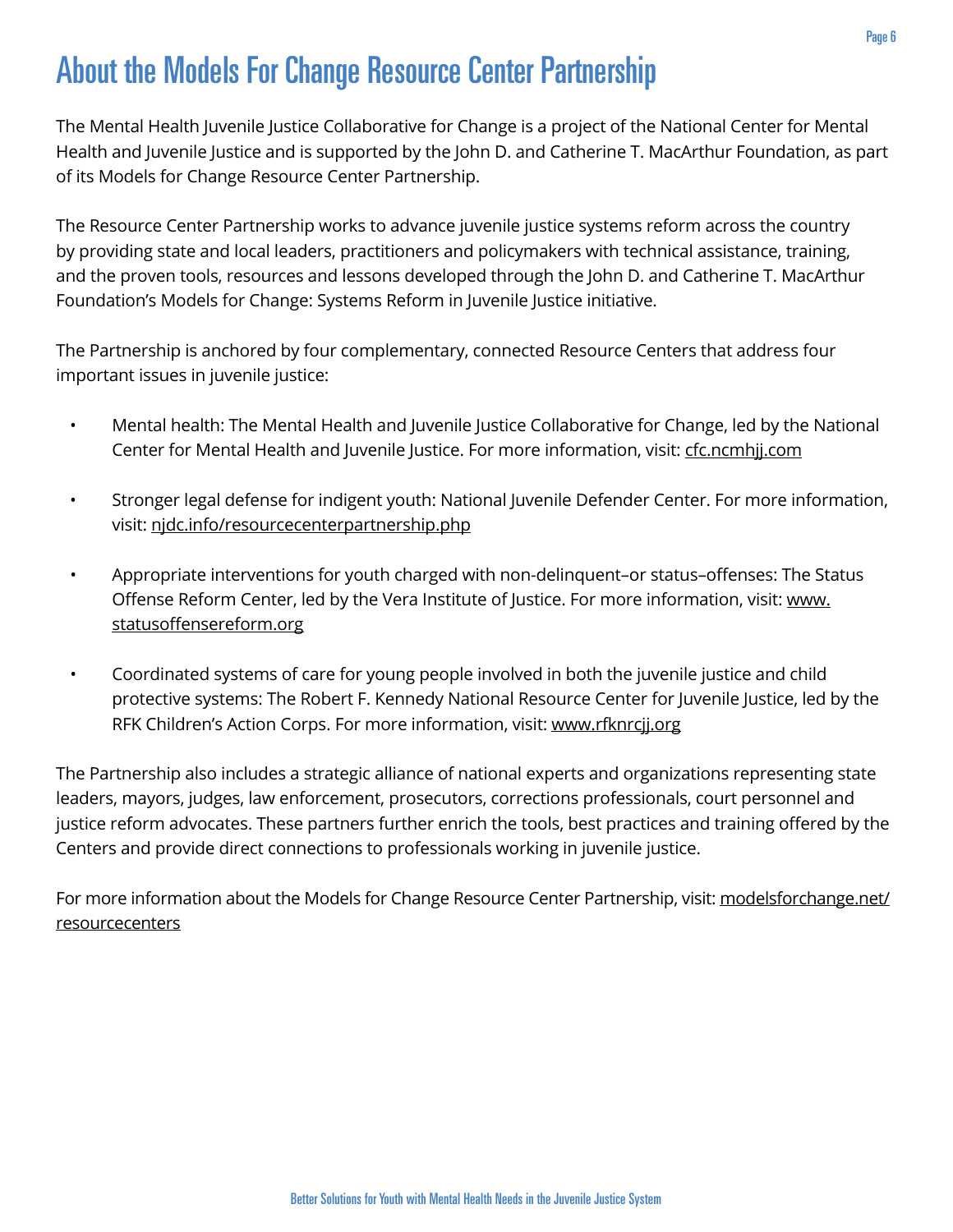# About the Models For Change Resource Center Partnership

The Mental Health Juvenile Justice Collaborative for Change is a project of the National Center for Mental Health and Juvenile Justice and is supported by the John D. and Catherine T. MacArthur Foundation, as part of its Models for Change Resource Center Partnership.

The Resource Center Partnership works to advance juvenile justice systems reform across the country by providing state and local leaders, practitioners and policymakers with technical assistance, training, and the proven tools, resources and lessons developed through the John D. and Catherine T. MacArthur Foundation's Models for Change: Systems Reform in Juvenile Justice initiative.

The Partnership is anchored by four complementary, connected Resource Centers that address four important issues in juvenile justice:

- Mental health: The Mental Health and Juvenile Justice Collaborative for Change, led by the National Center for Mental Health and Juvenile Justice. For more information, visit: cfc.ncmhjj.com

- Stronger legal defense for indigent youth: National Juvenile Defender Center. For more information, visit: njdc.info/resourcecenterpartnership.php

- Appropriate interventions for youth charged with non-delinquent–or status–offenses: The Status Offense Reform Center, led by the Vera Institute of Justice. For more information, visit: www.statusoffensereform.org

- Coordinated systems of care for young people involved in both the juvenile justice and child protective systems: The Robert F. Kennedy National Resource Center for Juvenile Justice, led by the RFK Children's Action Corps. For more information, visit: www.rfknrcjj.org

The Partnership also includes a strategic alliance of national experts and organizations representing state leaders, mayors, judges, law enforcement, prosecutors, corrections professionals, court personnel and justice reform advocates. These partners further enrich the tools, best practices and training offered by the Centers and provide direct connections to professionals working in juvenile justice.

For more information about the Models for Change Resource Center Partnership, visit: modelsforchange.net/resourcecenters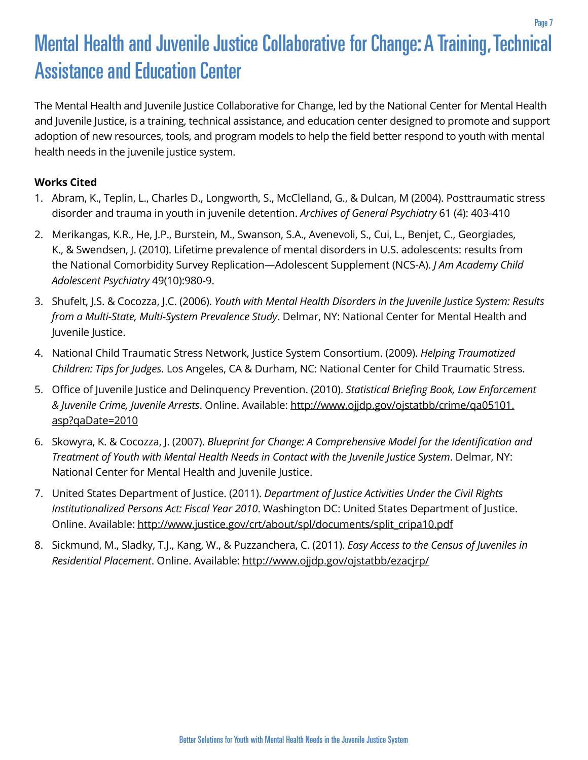# Mental Health and Juvenile Justice Collaborative for Change: A Training, Technical Assistance and Education Center

The Mental Health and Juvenile Justice Collaborative for Change, led by the National Center for Mental Health and Juvenile Justice, is a training, technical assistance, and education center designed to promote and support adoption of new resources, tools, and program models to help the field better respond to youth with mental health needs in the juvenile justice system.

**Works Cited**

1. Abram, K., Teplin, L., Charles D., Longworth, S., McClelland, G., & Dulcan, M (2004). Posttraumatic stress disorder and trauma in youth in juvenile detention. *Archives of General Psychiatry* 61 (4): 403-410
2. Merikangas, K.R., He, J.P., Burstein, M., Swanson, S.A., Avenevoli, S., Cui, L., Benjet, C., Georgiades, K., & Swendsen, J. (2010). Lifetime prevalence of mental disorders in U.S. adolescents: results from the National Comorbidity Survey Replication—Adolescent Supplement (NCS-A). *J Am Academy Child Adolescent Psychiatry* 49(10):980-9.
3. Shufelt, J.S. & Cocozza, J.C. (2006). *Youth with Mental Health Disorders in the Juvenile Justice System: Results from a Multi-State, Multi-System Prevalence Study*. Delmar, NY: National Center for Mental Health and Juvenile Justice.
4. National Child Traumatic Stress Network, Justice System Consortium. (2009). *Helping Traumatized Children: Tips for Judges*. Los Angeles, CA & Durham, NC: National Center for Child Traumatic Stress.
5. Office of Juvenile Justice and Delinquency Prevention. (2010). *Statistical Briefing Book, Law Enforcement & Juvenile Crime, Juvenile Arrests*. Online. Available: http://www.ojjdp.gov/ojstatbb/crime/qa05101.asp?qaDate=2010
6. Skowyra, K. & Cocozza, J. (2007). *Blueprint for Change: A Comprehensive Model for the Identification and Treatment of Youth with Mental Health Needs in Contact with the Juvenile Justice System*. Delmar, NY: National Center for Mental Health and Juvenile Justice.
7. United States Department of Justice. (2011). *Department of Justice Activities Under the Civil Rights Institutionalized Persons Act: Fiscal Year 2010*. Washington DC: United States Department of Justice. Online. Available: http://www.justice.gov/crt/about/spl/documents/split_cripa10.pdf
8. Sickmund, M., Sladky, T.J., Kang, W., & Puzzanchera, C. (2011). *Easy Access to the Census of Juveniles in Residential Placement*. Online. Available: http://www.ojjdp.gov/ojstatbb/ezacjrp/